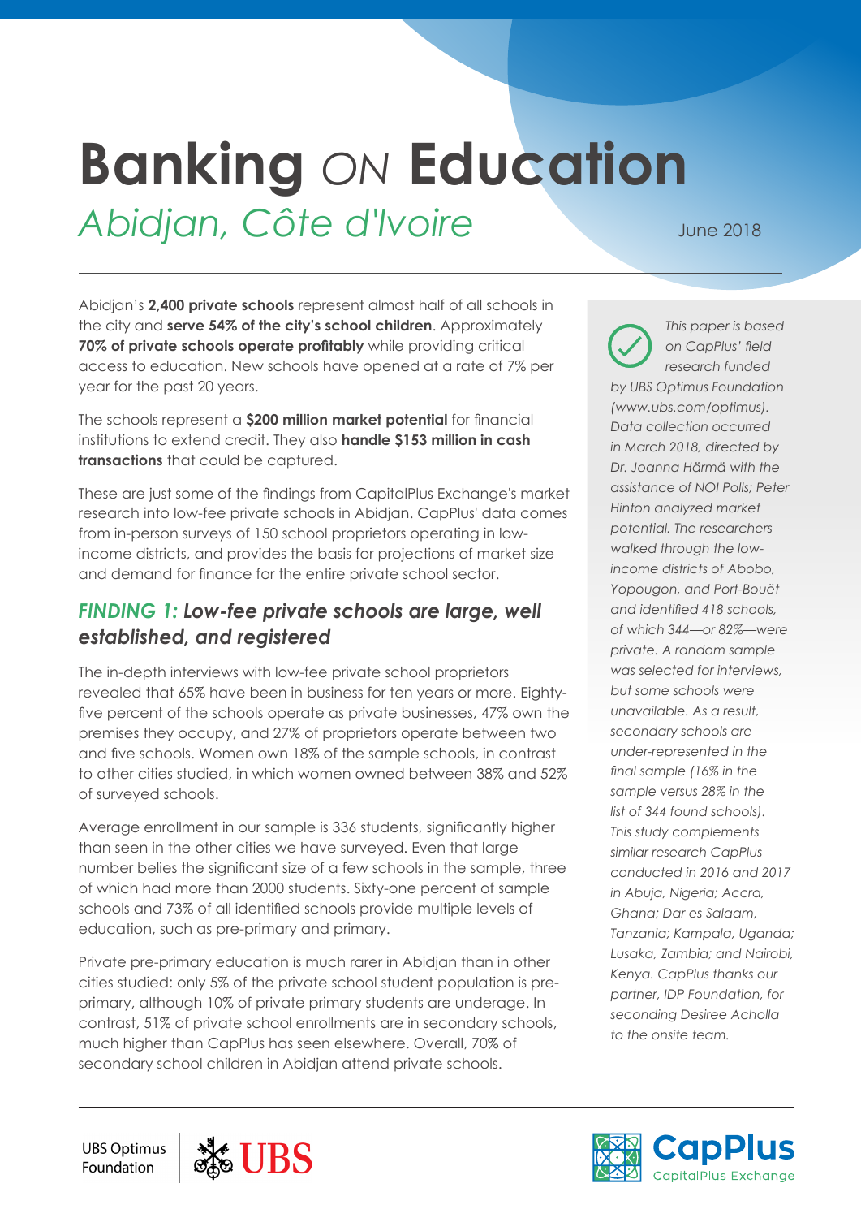# Banking ON Education

## *Abidjan, Côte d'Ivoire*

June 2018

Abidjan's **2,400 private schools** represent almost half of all schools in the city and **serve 54% of the city's school children**. Approximately **70% of private schools operate profitably** while providing critical access to education. New schools have opened at a rate of 7% per year for the past 20 years.

The schools represent a **$200 million market potential** for financial institutions to extend credit. They also **handle $153 million in cash transactions** that could be captured.

These are just some of the findings from CapitalPlus Exchange's market research into low-fee private schools in Abidjan. CapPlus' data comes from in-person surveys of 150 school proprietors operating in low-income districts, and provides the basis for projections of market size and demand for finance for the entire private school sector.

### *FINDING 1: Low-fee private schools are large, well established, and registered*

The in-depth interviews with low-fee private school proprietors revealed that 65% have been in business for ten years or more. Eighty-five percent of the schools operate as private businesses, 47% own the premises they occupy, and 27% of proprietors operate between two and five schools. Women own 18% of the sample schools, in contrast to other cities studied, in which women owned between 38% and 52% of surveyed schools.

Average enrollment in our sample is 336 students, significantly higher than seen in the other cities we have surveyed. Even that large number belies the significant size of a few schools in the sample, three of which had more than 2000 students. Sixty-one percent of sample schools and 73% of all identified schools provide multiple levels of education, such as pre-primary and primary.

Private pre-primary education is much rarer in Abidjan than in other cities studied: only 5% of the private school student population is pre-primary, although 10% of private primary students are underage. In contrast, 51% of private school enrollments are in secondary schools, much higher than CapPlus has seen elsewhere. Overall, 70% of secondary school children in Abidjan attend private schools.

*This paper is based on CapPlus' field research funded by UBS Optimus Foundation (www.ubs.com/optimus). Data collection occurred in March 2018, directed by Dr. Joanna Härmä with the assistance of NOI Polls; Peter Hinton analyzed market potential. The researchers walked through the low-income districts of Abobo, Yopougon, and Port-Bouët and identified 418 schools, of which 344—or 82%—were private. A random sample was selected for interviews, but some schools were unavailable. As a result, secondary schools are under-represented in the final sample (16% in the sample versus 28% in the list of 344 found schools). This study complements similar research CapPlus conducted in 2016 and 2017 in Abuja, Nigeria; Accra, Ghana; Dar es Salaam, Tanzania; Kampala, Uganda; Lusaka, Zambia; and Nairobi, Kenya. CapPlus thanks our partner, IDP Foundation, for seconding Desiree Acholla to the onsite team.*

UBS Optimus Foundation | UBS

CapPlus CapitalPlus Exchange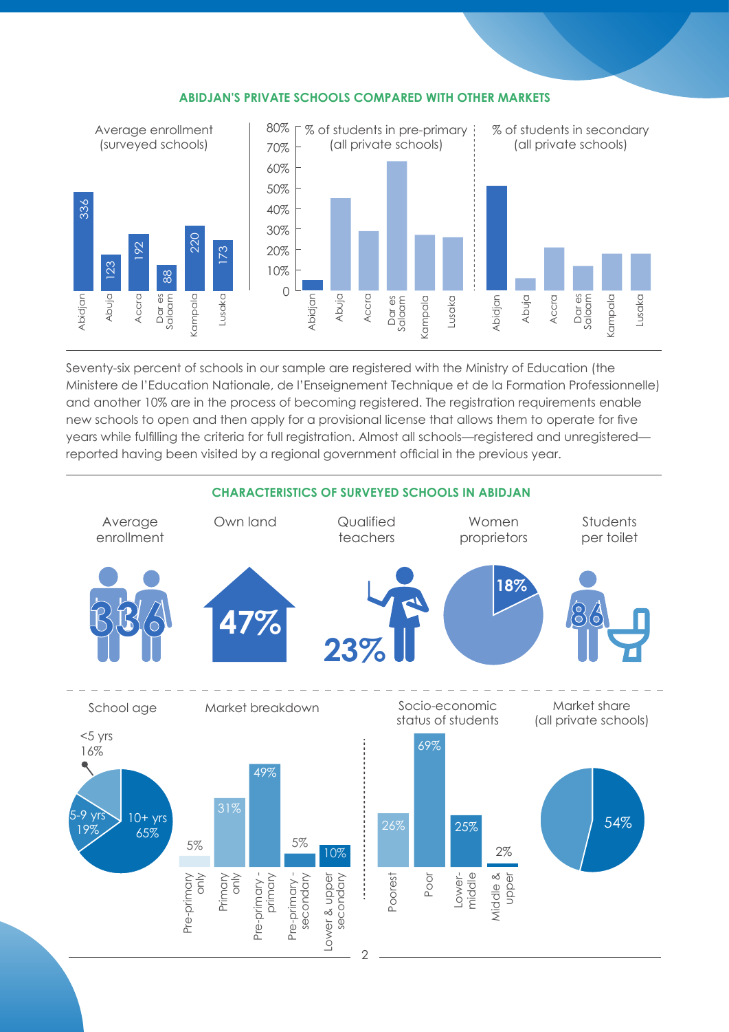**ABIDJAN'S PRIVATE SCHOOLS COMPARED WITH OTHER MARKETS**

| | Abidjan | Abuja | Accra | Dar es Salaam | Kampala | Lusaka |
|---|---|---|---|---|---|---|
| Average enrollment (surveyed schools) | 336 | 123 | 192 | 88 | 220 | 173 |

Seventy-six percent of schools in our sample are registered with the Ministry of Education (the Ministere de l'Education Nationale, de l'Enseignement Technique et de la Formation Professionnelle) and another 10% are in the process of becoming registered. The registration requirements enable new schools to open and then apply for a provisional license that allows them to operate for five years while fulfilling the criteria for full registration. Almost all schools—registered and unregistered—reported having been visited by a regional government official in the previous year.

**CHARACTERISTICS OF SURVEYED SCHOOLS IN ABIDJAN**

| Average enrollment | Own land | Qualified teachers | Women proprietors | Students per toilet |
|---|---|---|---|---|
| 336 | 47% | 23% | 18% | 86 |

School age: <5 yrs 16%; 5-9 yrs 19%; 10+ yrs 65%

Market breakdown:

| Pre-primary only | Primary only | Pre-primary - primary | Pre-primary - secondary | Lower & upper secondary |
|---|---|---|---|---|
| 5% | 31% | 49% | 5% | 10% |

Socio-economic status of students:

| Poorest | Poor | Lower-middle | Middle & upper |
|---|---|---|---|
| 26% | 69% | 25% | 2% |

Market share (all private schools): 54%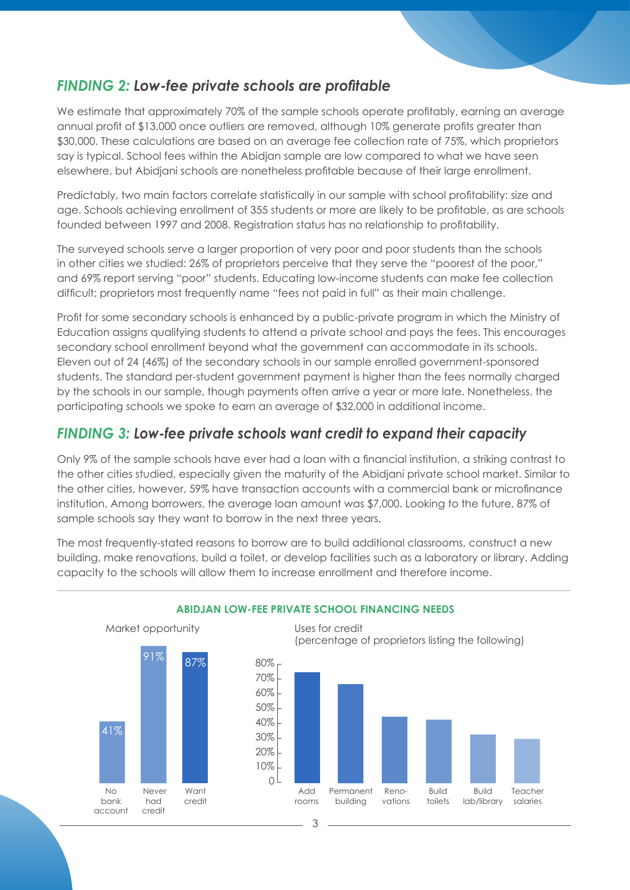## *FINDING 2: Low-fee private schools are profitable*

We estimate that approximately 70% of the sample schools operate profitably, earning an average annual profit of $13,000 once outliers are removed, although 10% generate profits greater than $30,000. These calculations are based on an average fee collection rate of 75%, which proprietors say is typical. School fees within the Abidjan sample are low compared to what we have seen elsewhere, but Abidjani schools are nonetheless profitable because of their large enrollment.

Predictably, two main factors correlate statistically in our sample with school profitability: size and age. Schools achieving enrollment of 355 students or more are likely to be profitable, as are schools founded between 1997 and 2008. Registration status has no relationship to profitability.

The surveyed schools serve a larger proportion of very poor and poor students than the schools in other cities we studied: 26% of proprietors perceive that they serve the "poorest of the poor," and 69% report serving "poor" students. Educating low-income students can make fee collection difficult; proprietors most frequently name "fees not paid in full" as their main challenge.

Profit for some secondary schools is enhanced by a public-private program in which the Ministry of Education assigns qualifying students to attend a private school and pays the fees. This encourages secondary school enrollment beyond what the government can accommodate in its schools. Eleven out of 24 (46%) of the secondary schools in our sample enrolled government-sponsored students. The standard per-student government payment is higher than the fees normally charged by the schools in our sample, though payments often arrive a year or more late. Nonetheless, the participating schools we spoke to earn an average of $32,000 in additional income.

## *FINDING 3: Low-fee private schools want credit to expand their capacity*

Only 9% of the sample schools have ever had a loan with a financial institution, a striking contrast to the other cities studied, especially given the maturity of the Abidjani private school market. Similar to the other cities, however, 59% have transaction accounts with a commercial bank or microfinance institution. Among borrowers, the average loan amount was $7,000. Looking to the future, 87% of sample schools say they want to borrow in the next three years.

The most frequently-stated reasons to borrow are to build additional classrooms, construct a new building, make renovations, build a toilet, or develop facilities such as a laboratory or library. Adding capacity to the schools will allow them to increase enrollment and therefore income.

**ABIDJAN LOW-FEE PRIVATE SCHOOL FINANCING NEEDS**

Market opportunity

| No bank account | Never had credit | Want credit |
|---|---|---|
| 41% | 91% | 87% |

Uses for credit
(percentage of proprietors listing the following)

| Add rooms | Permanent building | Renovations | Build toilets | Build lab/library | Teacher salaries |
|---|---|---|---|---|---|
| ~74% | ~66% | ~44% | ~42% | ~32% | ~29% |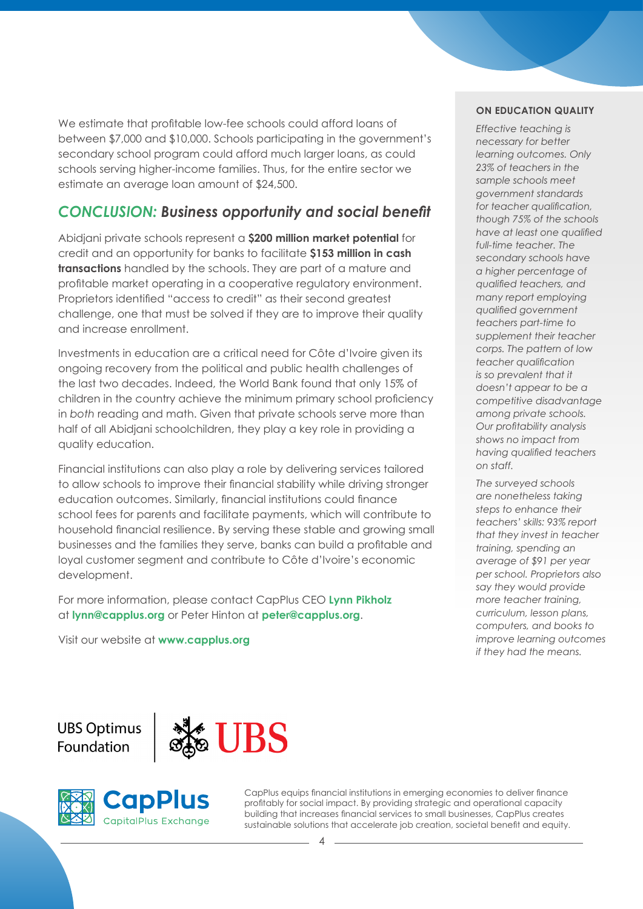We estimate that profitable low-fee schools could afford loans of between $7,000 and $10,000. Schools participating in the government's secondary school program could afford much larger loans, as could schools serving higher-income families. Thus, for the entire sector we estimate an average loan amount of $24,500.

## *CONCLUSION:* *Business opportunity and social benefit*

Abidjani private schools represent a **$200 million market potential** for credit and an opportunity for banks to facilitate **$153 million in cash transactions** handled by the schools. They are part of a mature and profitable market operating in a cooperative regulatory environment. Proprietors identified "access to credit" as their second greatest challenge, one that must be solved if they are to improve their quality and increase enrollment.

Investments in education are a critical need for Côte d'Ivoire given its ongoing recovery from the political and public health challenges of the last two decades. Indeed, the World Bank found that only 15% of children in the country achieve the minimum primary school proficiency in *both* reading and math. Given that private schools serve more than half of all Abidjani schoolchildren, they play a key role in providing a quality education.

Financial institutions can also play a role by delivering services tailored to allow schools to improve their financial stability while driving stronger education outcomes. Similarly, financial institutions could finance school fees for parents and facilitate payments, which will contribute to household financial resilience. By serving these stable and growing small businesses and the families they serve, banks can build a profitable and loyal customer segment and contribute to Côte d'Ivoire's economic development.

For more information, please contact CapPlus CEO **Lynn Pikholz** at **lynn@capplus.org** or Peter Hinton at **peter@capplus.org**.

Visit our website at **www.capplus.org**

### ON EDUCATION QUALITY

*Effective teaching is necessary for better learning outcomes. Only 23% of teachers in the sample schools meet government standards for teacher qualification, though 75% of the schools have at least one qualified full-time teacher. The secondary schools have a higher percentage of qualified teachers, and many report employing qualified government teachers part-time to supplement their teacher corps. The pattern of low teacher qualification is so prevalent that it doesn't appear to be a competitive disadvantage among private schools. Our profitability analysis shows no impact from having qualified teachers on staff.*

*The surveyed schools are nonetheless taking steps to enhance their teachers' skills: 93% report that they invest in teacher training, spending an average of $91 per year per school. Proprietors also say they would provide more teacher training, curriculum, lesson plans, computers, and books to improve learning outcomes if they had the means.*

UBS Optimus Foundation | UBS

CapPlus
CapitalPlus Exchange

CapPlus equips financial institutions in emerging economies to deliver finance profitably for social impact. By providing strategic and operational capacity building that increases financial services to small businesses, CapPlus creates sustainable solutions that accelerate job creation, societal benefit and equity.